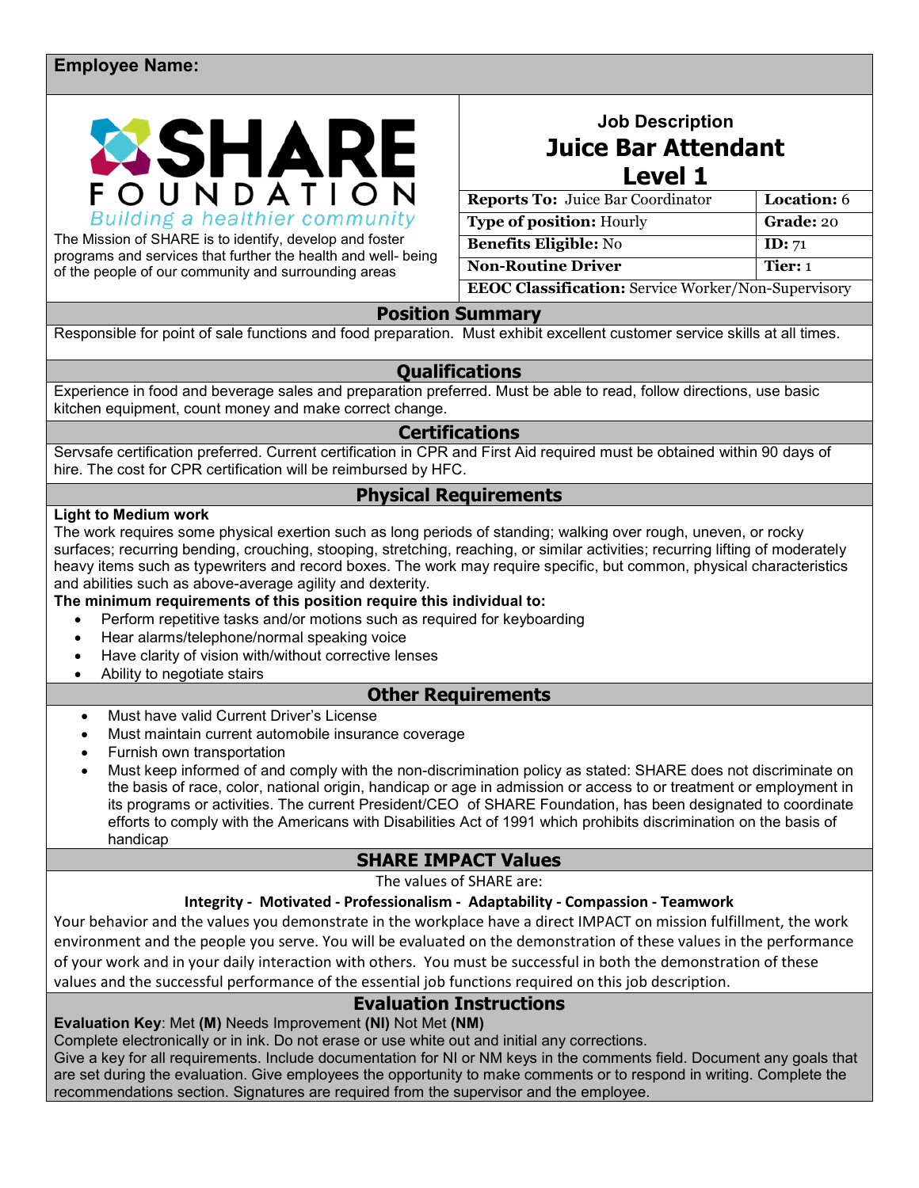**Employee Name:**

SHARE FOUNDATION
Building a healthier community

The Mission of SHARE is to identify, develop and foster programs and services that further the health and well- being of the people of our community and surrounding areas

## Job Description
# Juice Bar Attendant
# Level 1

| **Reports To:** Juice Bar Coordinator | **Location:** 6 |
|---|---|
| **Type of position:** Hourly | **Grade:** 20 |
| **Benefits Eligible:** No | **ID:** 71 |
| **Non-Routine Driver** | **Tier:** 1 |
| **EEOC Classification:** Service Worker/Non-Supervisory | |

## Position Summary

Responsible for point of sale functions and food preparation. Must exhibit excellent customer service skills at all times.

## Qualifications

Experience in food and beverage sales and preparation preferred. Must be able to read, follow directions, use basic kitchen equipment, count money and make correct change.

## Certifications

Servsafe certification preferred. Current certification in CPR and First Aid required must be obtained within 90 days of hire. The cost for CPR certification will be reimbursed by HFC.

## Physical Requirements

**Light to Medium work**

The work requires some physical exertion such as long periods of standing; walking over rough, uneven, or rocky surfaces; recurring bending, crouching, stooping, stretching, reaching, or similar activities; recurring lifting of moderately heavy items such as typewriters and record boxes. The work may require specific, but common, physical characteristics and abilities such as above-average agility and dexterity.

**The minimum requirements of this position require this individual to:**

- Perform repetitive tasks and/or motions such as required for keyboarding
- Hear alarms/telephone/normal speaking voice
- Have clarity of vision with/without corrective lenses
- Ability to negotiate stairs

## Other Requirements

- Must have valid Current Driver's License
- Must maintain current automobile insurance coverage
- Furnish own transportation
- Must keep informed of and comply with the non-discrimination policy as stated: SHARE does not discriminate on the basis of race, color, national origin, handicap or age in admission or access to or treatment or employment in its programs or activities. The current President/CEO of SHARE Foundation, has been designated to coordinate efforts to comply with the Americans with Disabilities Act of 1991 which prohibits discrimination on the basis of handicap

## SHARE IMPACT Values

The values of SHARE are:

**Integrity - Motivated - Professionalism - Adaptability - Compassion - Teamwork**

Your behavior and the values you demonstrate in the workplace have a direct IMPACT on mission fulfillment, the work environment and the people you serve. You will be evaluated on the demonstration of these values in the performance of your work and in your daily interaction with others. You must be successful in both the demonstration of these values and the successful performance of the essential job functions required on this job description.

## Evaluation Instructions

**Evaluation Key**: Met **(M)** Needs Improvement **(NI)** Not Met **(NM)**

Complete electronically or in ink. Do not erase or use white out and initial any corrections.

Give a key for all requirements. Include documentation for NI or NM keys in the comments field. Document any goals that are set during the evaluation. Give employees the opportunity to make comments or to respond in writing. Complete the recommendations section. Signatures are required from the supervisor and the employee.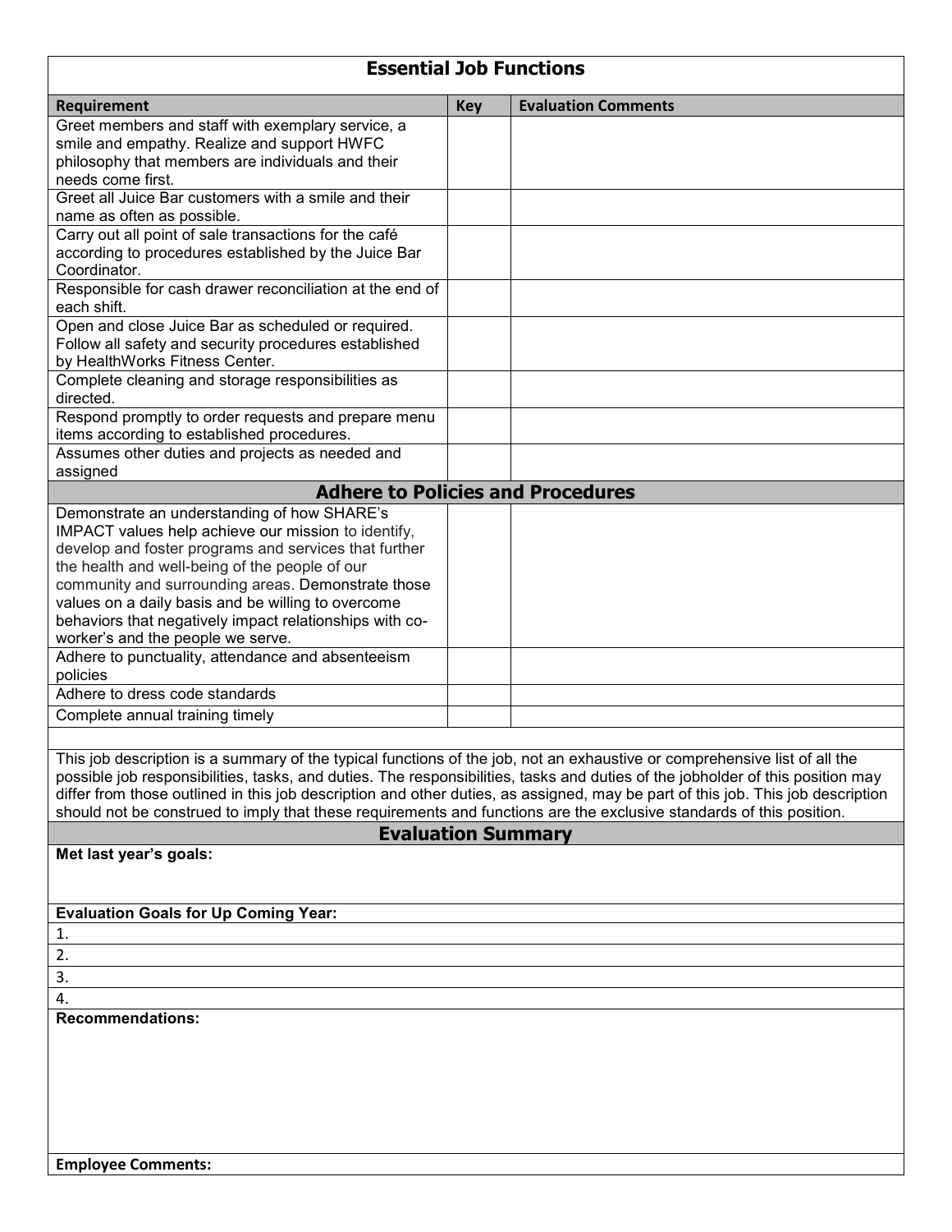## Essential Job Functions

| Requirement | Key | Evaluation Comments |
|---|---|---|
| Greet members and staff with exemplary service, a smile and empathy. Realize and support HWFC philosophy that members are individuals and their needs come first. | | |
| Greet all Juice Bar customers with a smile and their name as often as possible. | | |
| Carry out all point of sale transactions for the café according to procedures established by the Juice Bar Coordinator. | | |
| Responsible for cash drawer reconciliation at the end of each shift. | | |
| Open and close Juice Bar as scheduled or required. Follow all safety and security procedures established by HealthWorks Fitness Center. | | |
| Complete cleaning and storage responsibilities as directed. | | |
| Respond promptly to order requests and prepare menu items according to established procedures. | | |
| Assumes other duties and projects as needed and assigned | | |
| **Adhere to Policies and Procedures** | | |
| Demonstrate an understanding of how SHARE's IMPACT values help achieve our mission to identify, develop and foster programs and services that further the health and well-being of the people of our community and surrounding areas. Demonstrate those values on a daily basis and be willing to overcome behaviors that negatively impact relationships with co-worker's and the people we serve. | | |
| Adhere to punctuality, attendance and absenteeism policies | | |
| Adhere to dress code standards | | |
| Complete annual training timely | | |

This job description is a summary of the typical functions of the job, not an exhaustive or comprehensive list of all the possible job responsibilities, tasks, and duties. The responsibilities, tasks and duties of the jobholder of this position may differ from those outlined in this job description and other duties, as assigned, may be part of this job. This job description should not be construed to imply that these requirements and functions are the exclusive standards of this position.

## Evaluation Summary

**Met last year's goals:**

**Evaluation Goals for Up Coming Year:**

1.
2.
3.
4.

**Recommendations:**

**Employee Comments:**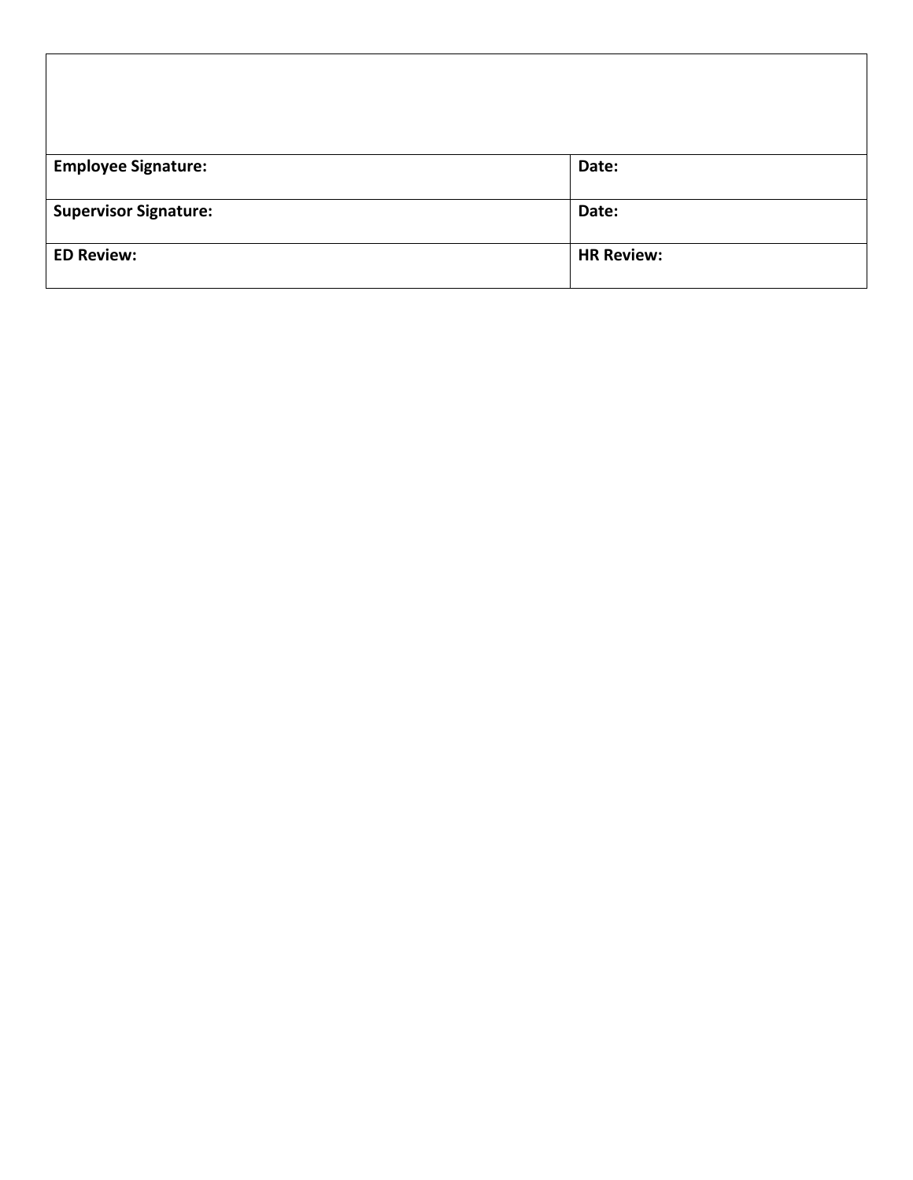| | |
|---|---|
| | |
| **Employee Signature:** | **Date:** |
| **Supervisor Signature:** | **Date:** |
| **ED Review:** | **HR Review:** |